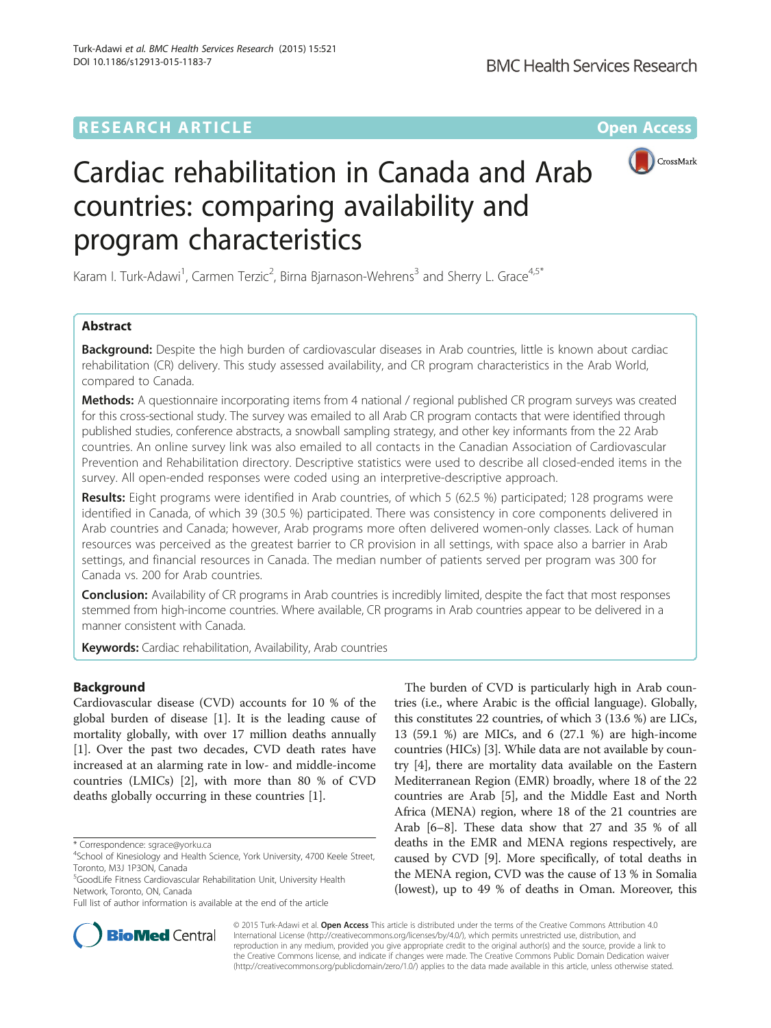# RESEARCH ARTICLE

**Open Access**

# Cardiac rehabilitation in Canada and Arab countries: comparing availability and program characteristics

Karam I. Turk-Adawi[1], Carmen Terzic[2], Birna Bjarnason-Wehrens[3] and Sherry L. Grace[4,5*]

## Abstract

**Background:** Despite the high burden of cardiovascular diseases in Arab countries, little is known about cardiac rehabilitation (CR) delivery. This study assessed availability, and CR program characteristics in the Arab World, compared to Canada.

**Methods:** A questionnaire incorporating items from 4 national / regional published CR program surveys was created for this cross-sectional study. The survey was emailed to all Arab CR program contacts that were identified through published studies, conference abstracts, a snowball sampling strategy, and other key informants from the 22 Arab countries. An online survey link was also emailed to all contacts in the Canadian Association of Cardiovascular Prevention and Rehabilitation directory. Descriptive statistics were used to describe all closed-ended items in the survey. All open-ended responses were coded using an interpretive-descriptive approach.

**Results:** Eight programs were identified in Arab countries, of which 5 (62.5 %) participated; 128 programs were identified in Canada, of which 39 (30.5 %) participated. There was consistency in core components delivered in Arab countries and Canada; however, Arab programs more often delivered women-only classes. Lack of human resources was perceived as the greatest barrier to CR provision in all settings, with space also a barrier in Arab settings, and financial resources in Canada. The median number of patients served per program was 300 for Canada vs. 200 for Arab countries.

**Conclusion:** Availability of CR programs in Arab countries is incredibly limited, despite the fact that most responses stemmed from high-income countries. Where available, CR programs in Arab countries appear to be delivered in a manner consistent with Canada.

**Keywords:** Cardiac rehabilitation, Availability, Arab countries

## Background

Cardiovascular disease (CVD) accounts for 10 % of the global burden of disease [1]. It is the leading cause of mortality globally, with over 17 million deaths annually [1]. Over the past two decades, CVD death rates have increased at an alarming rate in low- and middle-income countries (LMICs) [2], with more than 80 % of CVD deaths globally occurring in these countries [1].

The burden of CVD is particularly high in Arab countries (i.e., where Arabic is the official language). Globally, this constitutes 22 countries, of which 3 (13.6 %) are LICs, 13 (59.1 %) are MICs, and 6 (27.1 %) are high-income countries (HICs) [3]. While data are not available by country [4], there are mortality data available on the Eastern Mediterranean Region (EMR) broadly, where 18 of the 22 countries are Arab [5], and the Middle East and North Africa (MENA) region, where 18 of the 21 countries are Arab [6–8]. These data show that 27 and 35 % of all deaths in the EMR and MENA regions respectively, are caused by CVD [9]. More specifically, of total deaths in the MENA region, CVD was the cause of 13 % in Somalia (lowest), up to 49 % of deaths in Oman. Moreover, this

---

\* Correspondence: sgrace@yorku.ca

[4]School of Kinesiology and Health Science, York University, 4700 Keele Street, Toronto, M3J 1P3ON, Canada

[5]GoodLife Fitness Cardiovascular Rehabilitation Unit, University Health Network, Toronto, ON, Canada

Full list of author information is available at the end of the article

© 2015 Turk-Adawi et al. **Open Access** This article is distributed under the terms of the Creative Commons Attribution 4.0 International License (http://creativecommons.org/licenses/by/4.0/), which permits unrestricted use, distribution, and reproduction in any medium, provided you give appropriate credit to the original author(s) and the source, provide a link to the Creative Commons license, and indicate if changes were made. The Creative Commons Public Domain Dedication waiver (http://creativecommons.org/publicdomain/zero/1.0/) applies to the data made available in this article, unless otherwise stated.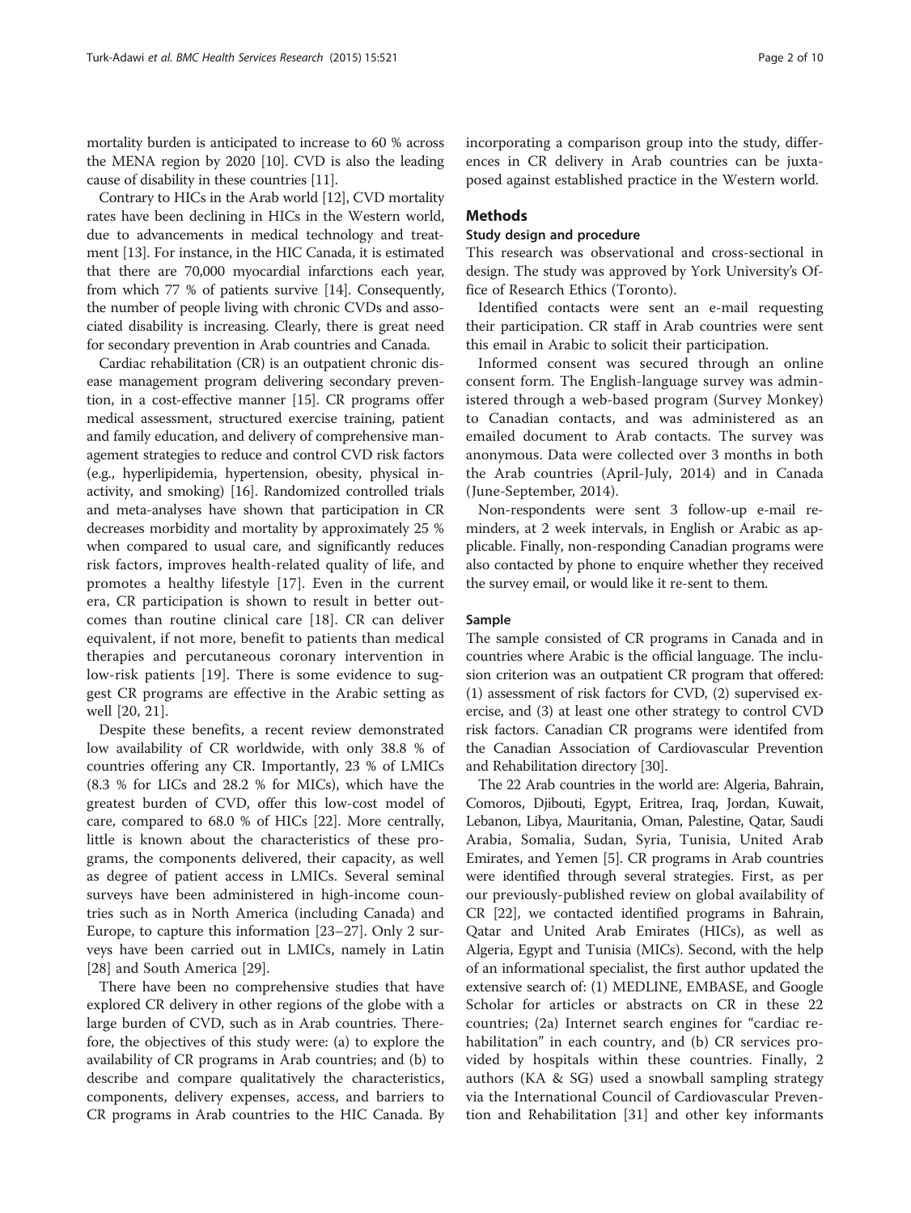mortality burden is anticipated to increase to 60 % across the MENA region by 2020 [10]. CVD is also the leading cause of disability in these countries [11].

Contrary to HICs in the Arab world [12], CVD mortality rates have been declining in HICs in the Western world, due to advancements in medical technology and treatment [13]. For instance, in the HIC Canada, it is estimated that there are 70,000 myocardial infarctions each year, from which 77 % of patients survive [14]. Consequently, the number of people living with chronic CVDs and associated disability is increasing. Clearly, there is great need for secondary prevention in Arab countries and Canada.

Cardiac rehabilitation (CR) is an outpatient chronic disease management program delivering secondary prevention, in a cost-effective manner [15]. CR programs offer medical assessment, structured exercise training, patient and family education, and delivery of comprehensive management strategies to reduce and control CVD risk factors (e.g., hyperlipidemia, hypertension, obesity, physical inactivity, and smoking) [16]. Randomized controlled trials and meta-analyses have shown that participation in CR decreases morbidity and mortality by approximately 25 % when compared to usual care, and significantly reduces risk factors, improves health-related quality of life, and promotes a healthy lifestyle [17]. Even in the current era, CR participation is shown to result in better outcomes than routine clinical care [18]. CR can deliver equivalent, if not more, benefit to patients than medical therapies and percutaneous coronary intervention in low-risk patients [19]. There is some evidence to suggest CR programs are effective in the Arabic setting as well [20, 21].

Despite these benefits, a recent review demonstrated low availability of CR worldwide, with only 38.8 % of countries offering any CR. Importantly, 23 % of LMICs (8.3 % for LICs and 28.2 % for MICs), which have the greatest burden of CVD, offer this low-cost model of care, compared to 68.0 % of HICs [22]. More centrally, little is known about the characteristics of these programs, the components delivered, their capacity, as well as degree of patient access in LMICs. Several seminal surveys have been administered in high-income countries such as in North America (including Canada) and Europe, to capture this information [23–27]. Only 2 surveys have been carried out in LMICs, namely in Latin [28] and South America [29].

There have been no comprehensive studies that have explored CR delivery in other regions of the globe with a large burden of CVD, such as in Arab countries. Therefore, the objectives of this study were: (a) to explore the availability of CR programs in Arab countries; and (b) to describe and compare qualitatively the characteristics, components, delivery expenses, access, and barriers to CR programs in Arab countries to the HIC Canada. By incorporating a comparison group into the study, differences in CR delivery in Arab countries can be juxtaposed against established practice in the Western world.

## Methods

### Study design and procedure

This research was observational and cross-sectional in design. The study was approved by York University's Office of Research Ethics (Toronto).

Identified contacts were sent an e-mail requesting their participation. CR staff in Arab countries were sent this email in Arabic to solicit their participation.

Informed consent was secured through an online consent form. The English-language survey was administered through a web-based program (Survey Monkey) to Canadian contacts, and was administered as an emailed document to Arab contacts. The survey was anonymous. Data were collected over 3 months in both the Arab countries (April-July, 2014) and in Canada (June-September, 2014).

Non-respondents were sent 3 follow-up e-mail reminders, at 2 week intervals, in English or Arabic as applicable. Finally, non-responding Canadian programs were also contacted by phone to enquire whether they received the survey email, or would like it re-sent to them.

### Sample

The sample consisted of CR programs in Canada and in countries where Arabic is the official language. The inclusion criterion was an outpatient CR program that offered: (1) assessment of risk factors for CVD, (2) supervised exercise, and (3) at least one other strategy to control CVD risk factors. Canadian CR programs were identifed from the Canadian Association of Cardiovascular Prevention and Rehabilitation directory [30].

The 22 Arab countries in the world are: Algeria, Bahrain, Comoros, Djibouti, Egypt, Eritrea, Iraq, Jordan, Kuwait, Lebanon, Libya, Mauritania, Oman, Palestine, Qatar, Saudi Arabia, Somalia, Sudan, Syria, Tunisia, United Arab Emirates, and Yemen [5]. CR programs in Arab countries were identified through several strategies. First, as per our previously-published review on global availability of CR [22], we contacted identified programs in Bahrain, Qatar and United Arab Emirates (HICs), as well as Algeria, Egypt and Tunisia (MICs). Second, with the help of an informational specialist, the first author updated the extensive search of: (1) MEDLINE, EMBASE, and Google Scholar for articles or abstracts on CR in these 22 countries; (2a) Internet search engines for "cardiac rehabilitation" in each country, and (b) CR services provided by hospitals within these countries. Finally, 2 authors (KA & SG) used a snowball sampling strategy via the International Council of Cardiovascular Prevention and Rehabilitation [31] and other key informants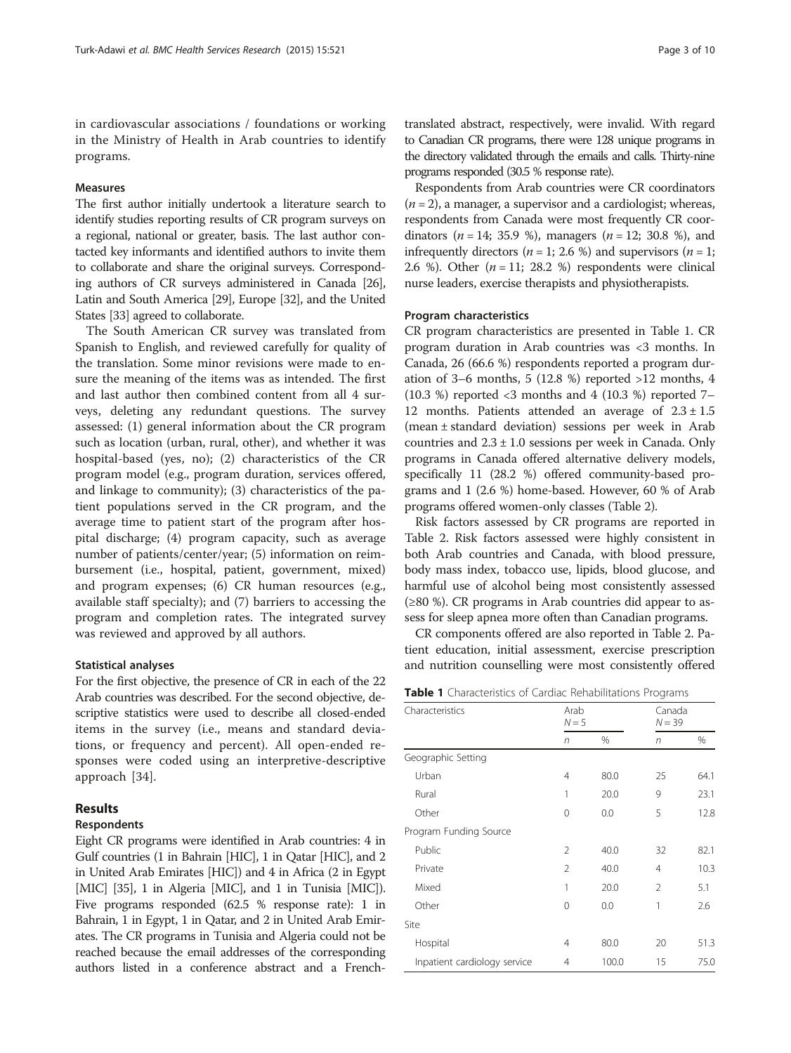in cardiovascular associations / foundations or working in the Ministry of Health in Arab countries to identify programs.

### Measures

The first author initially undertook a literature search to identify studies reporting results of CR program surveys on a regional, national or greater, basis. The last author contacted key informants and identified authors to invite them to collaborate and share the original surveys. Corresponding authors of CR surveys administered in Canada [26], Latin and South America [29], Europe [32], and the United States [33] agreed to collaborate.

The South American CR survey was translated from Spanish to English, and reviewed carefully for quality of the translation. Some minor revisions were made to ensure the meaning of the items was as intended. The first and last author then combined content from all 4 surveys, deleting any redundant questions. The survey assessed: (1) general information about the CR program such as location (urban, rural, other), and whether it was hospital-based (yes, no); (2) characteristics of the CR program model (e.g., program duration, services offered, and linkage to community); (3) characteristics of the patient populations served in the CR program, and the average time to patient start of the program after hospital discharge; (4) program capacity, such as average number of patients/center/year; (5) information on reimbursement (i.e., hospital, patient, government, mixed) and program expenses; (6) CR human resources (e.g., available staff specialty); and (7) barriers to accessing the program and completion rates. The integrated survey was reviewed and approved by all authors.

### Statistical analyses

For the first objective, the presence of CR in each of the 22 Arab countries was described. For the second objective, descriptive statistics were used to describe all closed-ended items in the survey (i.e., means and standard deviations, or frequency and percent). All open-ended responses were coded using an interpretive-descriptive approach [34].

## Results

### Respondents

Eight CR programs were identified in Arab countries: 4 in Gulf countries (1 in Bahrain [HIC], 1 in Qatar [HIC], and 2 in United Arab Emirates [HIC]) and 4 in Africa (2 in Egypt [MIC] [35], 1 in Algeria [MIC], and 1 in Tunisia [MIC]). Five programs responded (62.5 % response rate): 1 in Bahrain, 1 in Egypt, 1 in Qatar, and 2 in United Arab Emirates. The CR programs in Tunisia and Algeria could not be reached because the email addresses of the corresponding authors listed in a conference abstract and a French-translated abstract, respectively, were invalid. With regard to Canadian CR programs, there were 128 unique programs in the directory validated through the emails and calls. Thirty-nine programs responded (30.5 % response rate).

Respondents from Arab countries were CR coordinators ($n = 2$), a manager, a supervisor and a cardiologist; whereas, respondents from Canada were most frequently CR coordinators ($n = 14$; 35.9 %), managers ($n = 12$; 30.8 %), and infrequently directors ($n = 1$; 2.6 %) and supervisors ($n = 1$; 2.6 %). Other ($n = 11$; 28.2 %) respondents were clinical nurse leaders, exercise therapists and physiotherapists.

### Program characteristics

CR program characteristics are presented in Table 1. CR program duration in Arab countries was <3 months. In Canada, 26 (66.6 %) respondents reported a program duration of 3–6 months, 5 (12.8 %) reported >12 months, 4 (10.3 %) reported <3 months and 4 (10.3 %) reported 7–12 months. Patients attended an average of $2.3 \pm 1.5$ (mean ± standard deviation) sessions per week in Arab countries and $2.3 \pm 1.0$ sessions per week in Canada. Only programs in Canada offered alternative delivery models, specifically 11 (28.2 %) offered community-based programs and 1 (2.6 %) home-based. However, 60 % of Arab programs offered women-only classes (Table 2).

Risk factors assessed by CR programs are reported in Table 2. Risk factors assessed were highly consistent in both Arab countries and Canada, with blood pressure, body mass index, tobacco use, lipids, blood glucose, and harmful use of alcohol being most consistently assessed (≥80 %). CR programs in Arab countries did appear to assess for sleep apnea more often than Canadian programs.

CR components offered are also reported in Table 2. Patient education, initial assessment, exercise prescription and nutrition counselling were most consistently offered

**Table 1** Characteristics of Cardiac Rehabilitations Programs

| Characteristics | Arab $N = 5$ | | Canada $N = 39$ | |
|---|---|---|---|---|
| | $n$ | % | $n$ | % |
| Geographic Setting | | | | |
| Urban | 4 | 80.0 | 25 | 64.1 |
| Rural | 1 | 20.0 | 9 | 23.1 |
| Other | 0 | 0.0 | 5 | 12.8 |
| Program Funding Source | | | | |
| Public | 2 | 40.0 | 32 | 82.1 |
| Private | 2 | 40.0 | 4 | 10.3 |
| Mixed | 1 | 20.0 | 2 | 5.1 |
| Other | 0 | 0.0 | 1 | 2.6 |
| Site | | | | |
| Hospital | 4 | 80.0 | 20 | 51.3 |
| Inpatient cardiology service | 4 | 100.0 | 15 | 75.0 |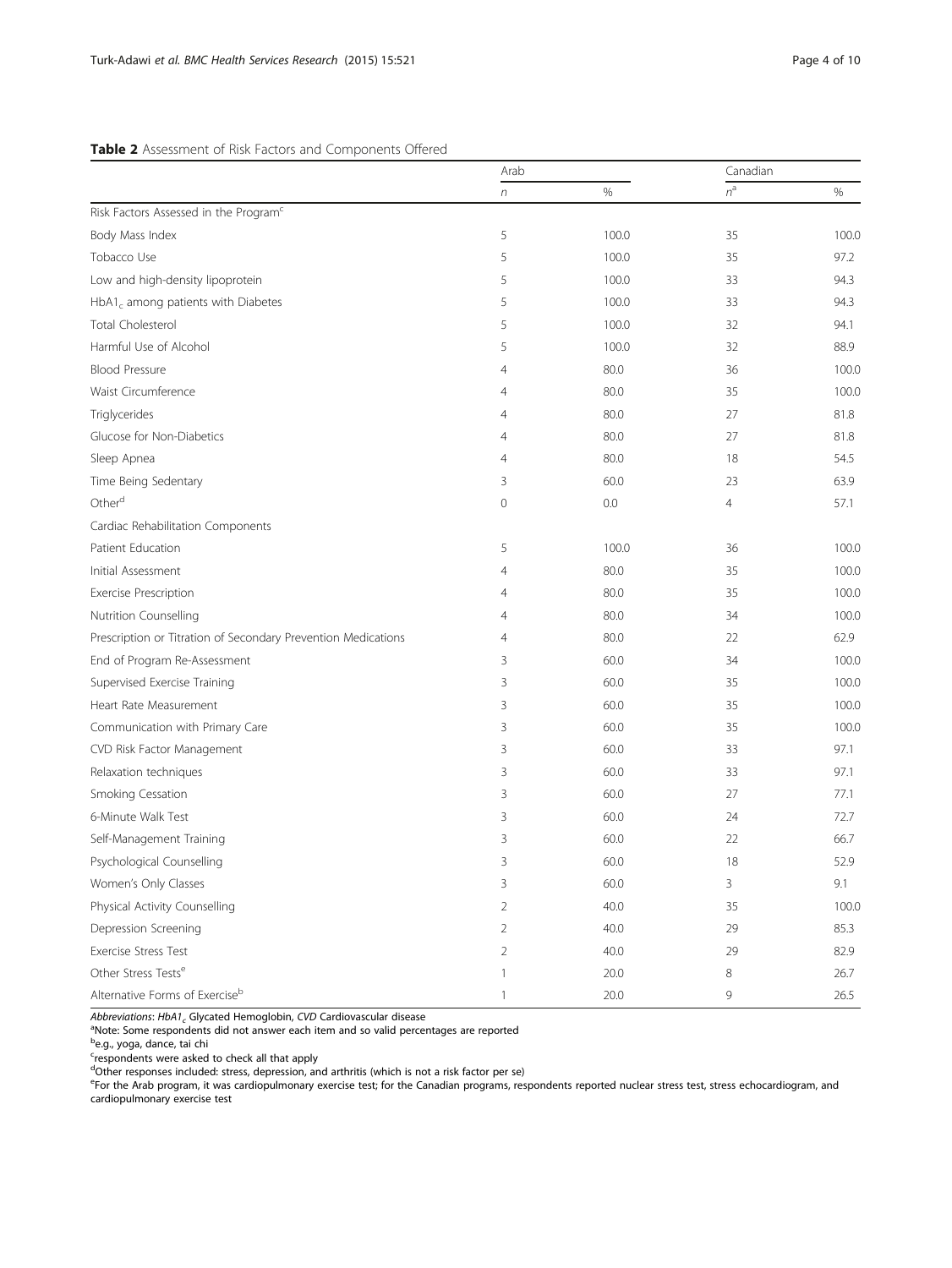**Table 2** Assessment of Risk Factors and Components Offered

| | Arab | | Canadian | |
|---|---|---|---|---|
| | *n* | % | *n*[a] | % |
| Risk Factors Assessed in the Program[c] | | | | |
| Body Mass Index | 5 | 100.0 | 35 | 100.0 |
| Tobacco Use | 5 | 100.0 | 35 | 97.2 |
| Low and high-density lipoprotein | 5 | 100.0 | 33 | 94.3 |
| $HbA1_c$ among patients with Diabetes | 5 | 100.0 | 33 | 94.3 |
| Total Cholesterol | 5 | 100.0 | 32 | 94.1 |
| Harmful Use of Alcohol | 5 | 100.0 | 32 | 88.9 |
| Blood Pressure | 4 | 80.0 | 36 | 100.0 |
| Waist Circumference | 4 | 80.0 | 35 | 100.0 |
| Triglycerides | 4 | 80.0 | 27 | 81.8 |
| Glucose for Non-Diabetics | 4 | 80.0 | 27 | 81.8 |
| Sleep Apnea | 4 | 80.0 | 18 | 54.5 |
| Time Being Sedentary | 3 | 60.0 | 23 | 63.9 |
| Other[d] | 0 | 0.0 | 4 | 57.1 |
| Cardiac Rehabilitation Components | | | | |
| Patient Education | 5 | 100.0 | 36 | 100.0 |
| Initial Assessment | 4 | 80.0 | 35 | 100.0 |
| Exercise Prescription | 4 | 80.0 | 35 | 100.0 |
| Nutrition Counselling | 4 | 80.0 | 34 | 100.0 |
| Prescription or Titration of Secondary Prevention Medications | 4 | 80.0 | 22 | 62.9 |
| End of Program Re-Assessment | 3 | 60.0 | 34 | 100.0 |
| Supervised Exercise Training | 3 | 60.0 | 35 | 100.0 |
| Heart Rate Measurement | 3 | 60.0 | 35 | 100.0 |
| Communication with Primary Care | 3 | 60.0 | 35 | 100.0 |
| CVD Risk Factor Management | 3 | 60.0 | 33 | 97.1 |
| Relaxation techniques | 3 | 60.0 | 33 | 97.1 |
| Smoking Cessation | 3 | 60.0 | 27 | 77.1 |
| 6-Minute Walk Test | 3 | 60.0 | 24 | 72.7 |
| Self-Management Training | 3 | 60.0 | 22 | 66.7 |
| Psychological Counselling | 3 | 60.0 | 18 | 52.9 |
| Women's Only Classes | 3 | 60.0 | 3 | 9.1 |
| Physical Activity Counselling | 2 | 40.0 | 35 | 100.0 |
| Depression Screening | 2 | 40.0 | 29 | 85.3 |
| Exercise Stress Test | 2 | 40.0 | 29 | 82.9 |
| Other Stress Tests[e] | 1 | 20.0 | 8 | 26.7 |
| Alternative Forms of Exercise[b] | 1 | 20.0 | 9 | 26.5 |

*Abbreviations*: *$HbA1_c$* Glycated Hemoglobin, *CVD* Cardiovascular disease

[a]Note: Some respondents did not answer each item and so valid percentages are reported

[b]e.g., yoga, dance, tai chi

[c]respondents were asked to check all that apply

[d]Other responses included: stress, depression, and arthritis (which is not a risk factor per se)

[e]For the Arab program, it was cardiopulmonary exercise test; for the Canadian programs, respondents reported nuclear stress test, stress echocardiogram, and cardiopulmonary exercise test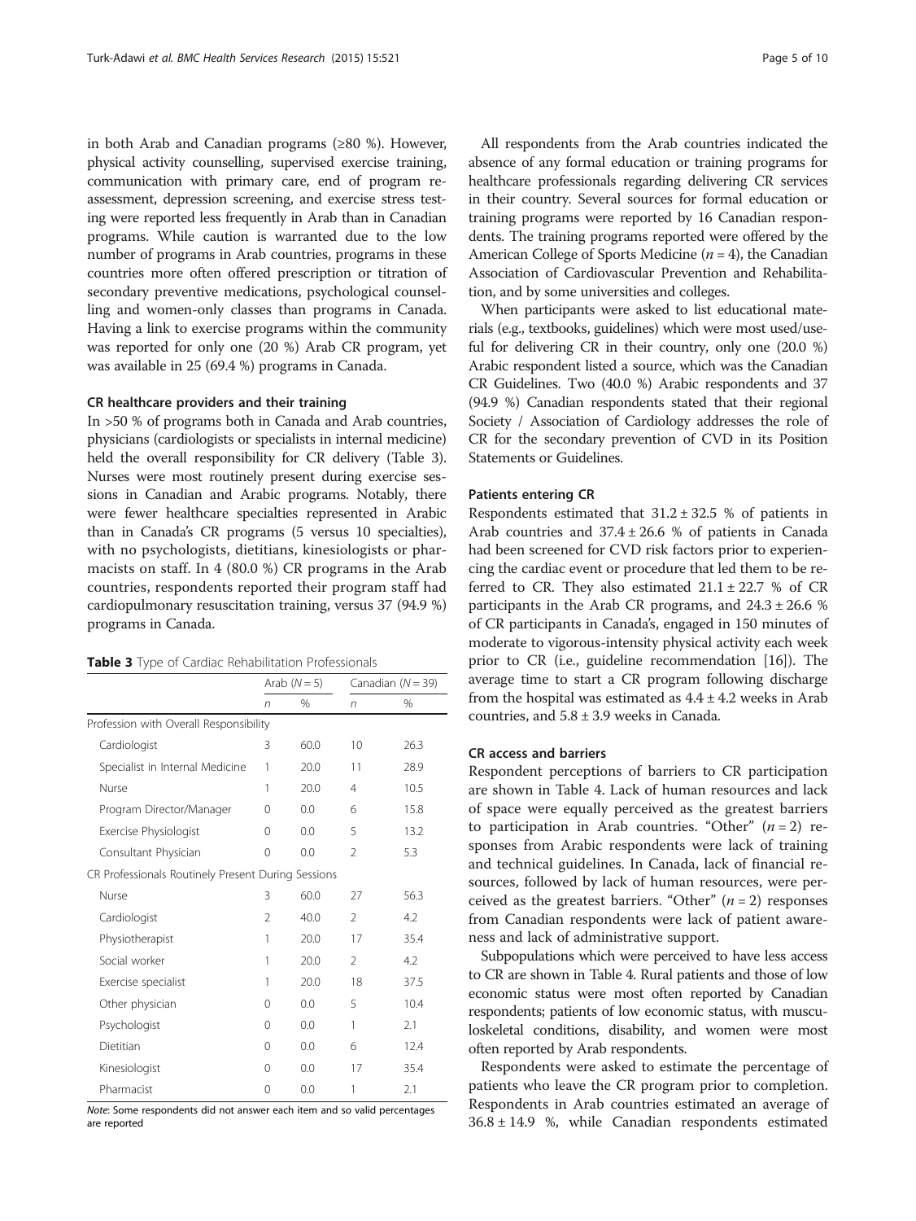in both Arab and Canadian programs (≥80 %). However, physical activity counselling, supervised exercise training, communication with primary care, end of program re-assessment, depression screening, and exercise stress testing were reported less frequently in Arab than in Canadian programs. While caution is warranted due to the low number of programs in Arab countries, programs in these countries more often offered prescription or titration of secondary preventive medications, psychological counselling and women-only classes than programs in Canada. Having a link to exercise programs within the community was reported for only one (20 %) Arab CR program, yet was available in 25 (69.4 %) programs in Canada.

### CR healthcare providers and their training

In >50 % of programs both in Canada and Arab countries, physicians (cardiologists or specialists in internal medicine) held the overall responsibility for CR delivery (Table 3). Nurses were most routinely present during exercise sessions in Canadian and Arabic programs. Notably, there were fewer healthcare specialties represented in Arabic than in Canada's CR programs (5 versus 10 specialties), with no psychologists, dietitians, kinesiologists or pharmacists on staff. In 4 (80.0 %) CR programs in the Arab countries, respondents reported their program staff had cardiopulmonary resuscitation training, versus 37 (94.9 %) programs in Canada.

**Table 3** Type of Cardiac Rehabilitation Professionals

| | Arab (N = 5) | | Canadian (N = 39) | |
|---|---|---|---|---|
| | n | % | n | % |
| Profession with Overall Responsibility | | | | |
| Cardiologist | 3 | 60.0 | 10 | 26.3 |
| Specialist in Internal Medicine | 1 | 20.0 | 11 | 28.9 |
| Nurse | 1 | 20.0 | 4 | 10.5 |
| Program Director/Manager | 0 | 0.0 | 6 | 15.8 |
| Exercise Physiologist | 0 | 0.0 | 5 | 13.2 |
| Consultant Physician | 0 | 0.0 | 2 | 5.3 |
| CR Professionals Routinely Present During Sessions | | | | |
| Nurse | 3 | 60.0 | 27 | 56.3 |
| Cardiologist | 2 | 40.0 | 2 | 4.2 |
| Physiotherapist | 1 | 20.0 | 17 | 35.4 |
| Social worker | 1 | 20.0 | 2 | 4.2 |
| Exercise specialist | 1 | 20.0 | 18 | 37.5 |
| Other physician | 0 | 0.0 | 5 | 10.4 |
| Psychologist | 0 | 0.0 | 1 | 2.1 |
| Dietitian | 0 | 0.0 | 6 | 12.4 |
| Kinesiologist | 0 | 0.0 | 17 | 35.4 |
| Pharmacist | 0 | 0.0 | 1 | 2.1 |

*Note*: Some respondents did not answer each item and so valid percentages are reported

All respondents from the Arab countries indicated the absence of any formal education or training programs for healthcare professionals regarding delivering CR services in their country. Several sources for formal education or training programs were reported by 16 Canadian respondents. The training programs reported were offered by the American College of Sports Medicine ($n = 4$), the Canadian Association of Cardiovascular Prevention and Rehabilitation, and by some universities and colleges.

When participants were asked to list educational materials (e.g., textbooks, guidelines) which were most used/useful for delivering CR in their country, only one (20.0 %) Arabic respondent listed a source, which was the Canadian CR Guidelines. Two (40.0 %) Arabic respondents and 37 (94.9 %) Canadian respondents stated that their regional Society / Association of Cardiology addresses the role of CR for the secondary prevention of CVD in its Position Statements or Guidelines.

### Patients entering CR

Respondents estimated that 31.2 ± 32.5 % of patients in Arab countries and 37.4 ± 26.6 % of patients in Canada had been screened for CVD risk factors prior to experiencing the cardiac event or procedure that led them to be referred to CR. They also estimated 21.1 ± 22.7 % of CR participants in the Arab CR programs, and 24.3 ± 26.6 % of CR participants in Canada's, engaged in 150 minutes of moderate to vigorous-intensity physical activity each week prior to CR (i.e., guideline recommendation [16]). The average time to start a CR program following discharge from the hospital was estimated as 4.4 ± 4.2 weeks in Arab countries, and 5.8 ± 3.9 weeks in Canada.

### CR access and barriers

Respondent perceptions of barriers to CR participation are shown in Table 4. Lack of human resources and lack of space were equally perceived as the greatest barriers to participation in Arab countries. "Other" ($n = 2$) responses from Arabic respondents were lack of training and technical guidelines. In Canada, lack of financial resources, followed by lack of human resources, were perceived as the greatest barriers. "Other" ($n = 2$) responses from Canadian respondents were lack of patient awareness and lack of administrative support.

Subpopulations which were perceived to have less access to CR are shown in Table 4. Rural patients and those of low economic status were most often reported by Canadian respondents; patients of low economic status, with musculoskeletal conditions, disability, and women were most often reported by Arab respondents.

Respondents were asked to estimate the percentage of patients who leave the CR program prior to completion. Respondents in Arab countries estimated an average of 36.8 ± 14.9 %, while Canadian respondents estimated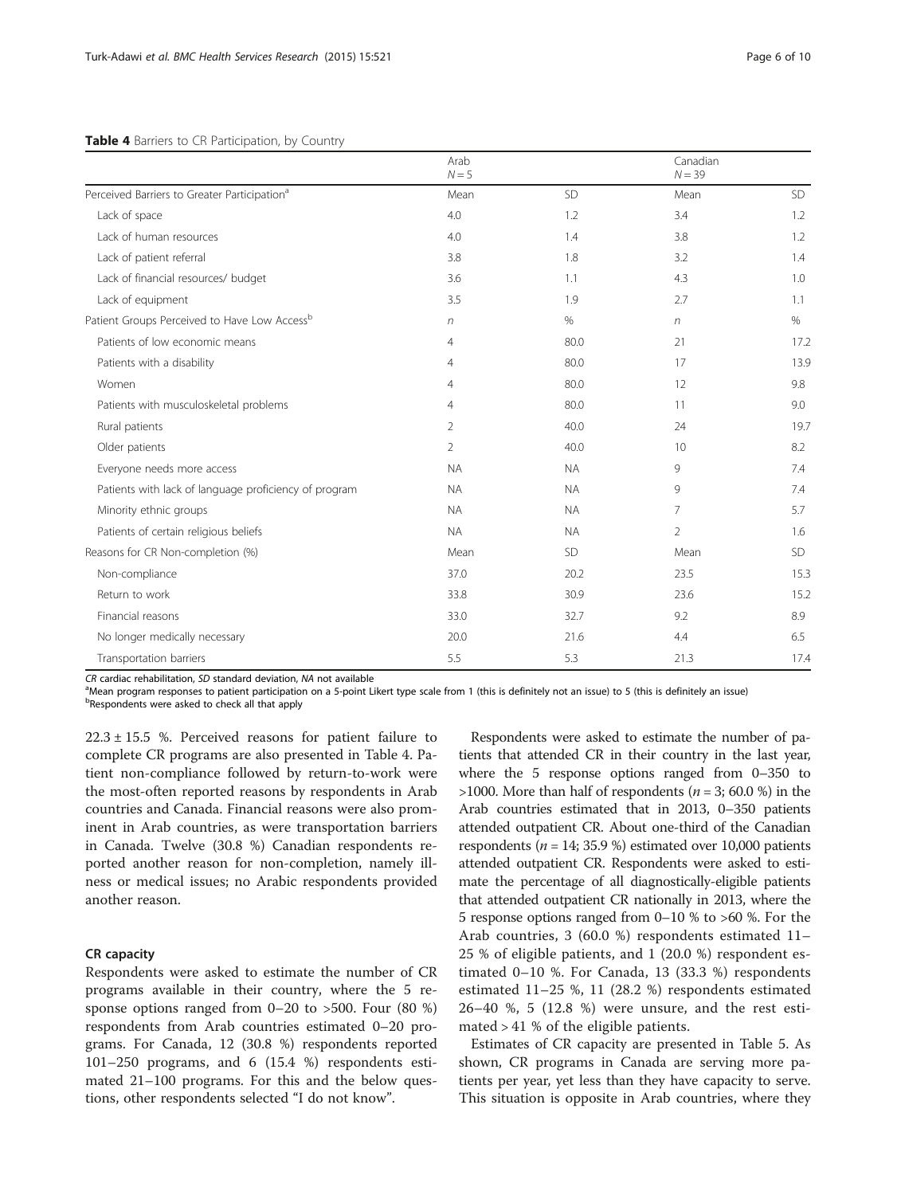**Table 4** Barriers to CR Participation, by Country

| | Arab $N = 5$ | | Canadian $N = 39$ | |
|---|---|---|---|---|
| Perceived Barriers to Greater Participation[a] | Mean | SD | Mean | SD |
| Lack of space | 4.0 | 1.2 | 3.4 | 1.2 |
| Lack of human resources | 4.0 | 1.4 | 3.8 | 1.2 |
| Lack of patient referral | 3.8 | 1.8 | 3.2 | 1.4 |
| Lack of financial resources/ budget | 3.6 | 1.1 | 4.3 | 1.0 |
| Lack of equipment | 3.5 | 1.9 | 2.7 | 1.1 |
| Patient Groups Perceived to Have Low Access[b] | *n* | % | *n* | % |
| Patients of low economic means | 4 | 80.0 | 21 | 17.2 |
| Patients with a disability | 4 | 80.0 | 17 | 13.9 |
| Women | 4 | 80.0 | 12 | 9.8 |
| Patients with musculoskeletal problems | 4 | 80.0 | 11 | 9.0 |
| Rural patients | 2 | 40.0 | 24 | 19.7 |
| Older patients | 2 | 40.0 | 10 | 8.2 |
| Everyone needs more access | NA | NA | 9 | 7.4 |
| Patients with lack of language proficiency of program | NA | NA | 9 | 7.4 |
| Minority ethnic groups | NA | NA | 7 | 5.7 |
| Patients of certain religious beliefs | NA | NA | 2 | 1.6 |
| Reasons for CR Non-completion (%) | Mean | SD | Mean | SD |
| Non-compliance | 37.0 | 20.2 | 23.5 | 15.3 |
| Return to work | 33.8 | 30.9 | 23.6 | 15.2 |
| Financial reasons | 33.0 | 32.7 | 9.2 | 8.9 |
| No longer medically necessary | 20.0 | 21.6 | 4.4 | 6.5 |
| Transportation barriers | 5.5 | 5.3 | 21.3 | 17.4 |

*CR* cardiac rehabilitation, *SD* standard deviation, *NA* not available

[a]Mean program responses to patient participation on a 5-point Likert type scale from 1 (this is definitely not an issue) to 5 (this is definitely an issue)

[b]Respondents were asked to check all that apply

22.3 ± 15.5 %. Perceived reasons for patient failure to complete CR programs are also presented in Table 4. Patient non-compliance followed by return-to-work were the most-often reported reasons by respondents in Arab countries and Canada. Financial reasons were also prominent in Arab countries, as were transportation barriers in Canada. Twelve (30.8 %) Canadian respondents reported another reason for non-completion, namely illness or medical issues; no Arabic respondents provided another reason.

### CR capacity

Respondents were asked to estimate the number of CR programs available in their country, where the 5 response options ranged from 0–20 to >500. Four (80 %) respondents from Arab countries estimated 0–20 programs. For Canada, 12 (30.8 %) respondents reported 101–250 programs, and 6 (15.4 %) respondents estimated 21–100 programs. For this and the below questions, other respondents selected "I do not know".

Respondents were asked to estimate the number of patients that attended CR in their country in the last year, where the 5 response options ranged from 0–350 to >1000. More than half of respondents ($n = 3$; 60.0 %) in the Arab countries estimated that in 2013, 0–350 patients attended outpatient CR. About one-third of the Canadian respondents ($n = 14$; 35.9 %) estimated over 10,000 patients attended outpatient CR. Respondents were asked to estimate the percentage of all diagnostically-eligible patients that attended outpatient CR nationally in 2013, where the 5 response options ranged from 0–10 % to >60 %. For the Arab countries, 3 (60.0 %) respondents estimated 11–25 % of eligible patients, and 1 (20.0 %) respondent estimated 0–10 %. For Canada, 13 (33.3 %) respondents estimated 11–25 %, 11 (28.2 %) respondents estimated 26–40 %, 5 (12.8 %) were unsure, and the rest estimated > 41 % of the eligible patients.

Estimates of CR capacity are presented in Table 5. As shown, CR programs in Canada are serving more patients per year, yet less than they have capacity to serve. This situation is opposite in Arab countries, where they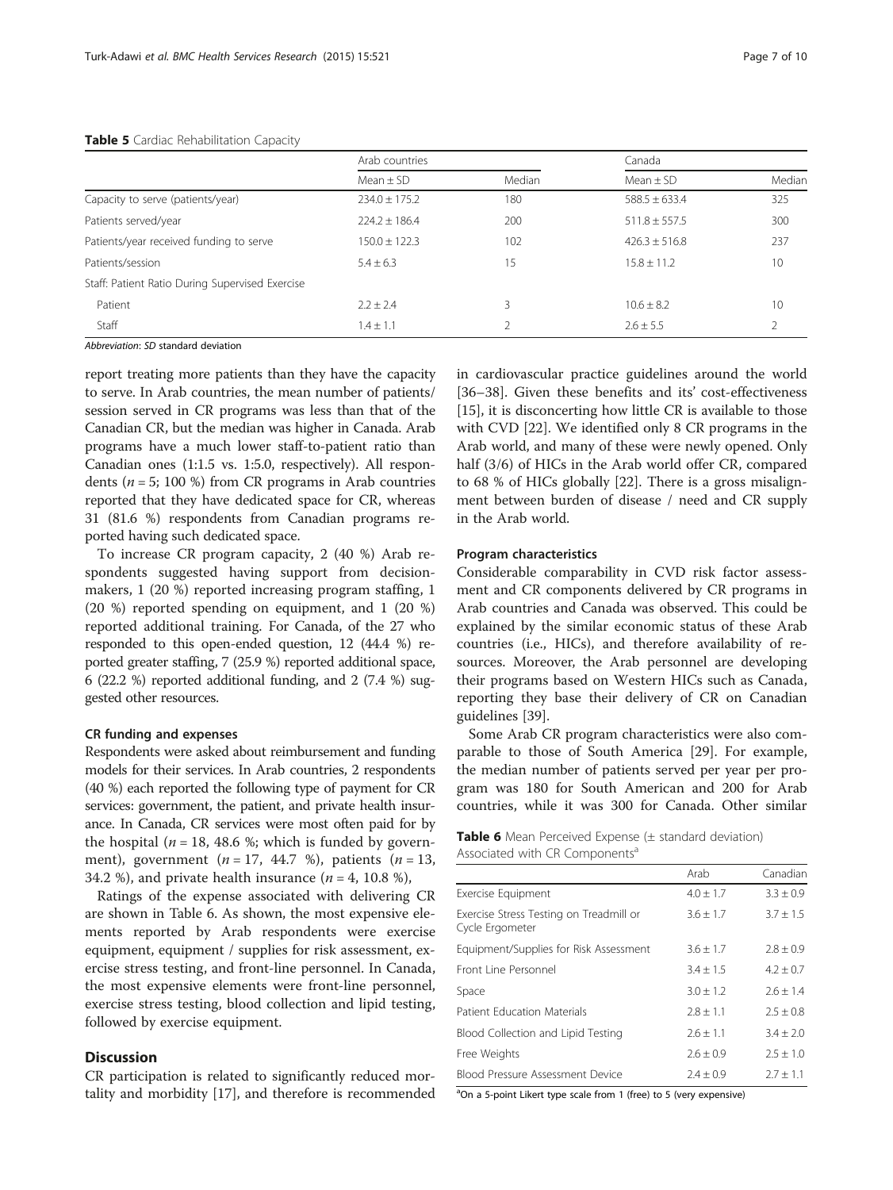**Table 5** Cardiac Rehabilitation Capacity

| | Arab countries | | Canada | |
|---|---|---|---|---|
| | Mean ± SD | Median | Mean ± SD | Median |
| Capacity to serve (patients/year) | 234.0 ± 175.2 | 180 | 588.5 ± 633.4 | 325 |
| Patients served/year | 224.2 ± 186.4 | 200 | 511.8 ± 557.5 | 300 |
| Patients/year received funding to serve | 150.0 ± 122.3 | 102 | 426.3 ± 516.8 | 237 |
| Patients/session | 5.4 ± 6.3 | 15 | 15.8 ± 11.2 | 10 |
| Staff: Patient Ratio During Supervised Exercise | | | | |
| Patient | 2.2 ± 2.4 | 3 | 10.6 ± 8.2 | 10 |
| Staff | 1.4 ± 1.1 | 2 | 2.6 ± 5.5 | 2 |

*Abbreviation*: *SD* standard deviation

report treating more patients than they have the capacity to serve. In Arab countries, the mean number of patients/session served in CR programs was less than that of the Canadian CR, but the median was higher in Canada. Arab programs have a much lower staff-to-patient ratio than Canadian ones (1:1.5 vs. 1:5.0, respectively). All respondents ($n = 5$; 100 %) from CR programs in Arab countries reported that they have dedicated space for CR, whereas 31 (81.6 %) respondents from Canadian programs reported having such dedicated space.

To increase CR program capacity, 2 (40 %) Arab respondents suggested having support from decision-makers, 1 (20 %) reported increasing program staffing, 1 (20 %) reported spending on equipment, and 1 (20 %) reported additional training. For Canada, of the 27 who responded to this open-ended question, 12 (44.4 %) reported greater staffing, 7 (25.9 %) reported additional space, 6 (22.2 %) reported additional funding, and 2 (7.4 %) suggested other resources.

#### CR funding and expenses

Respondents were asked about reimbursement and funding models for their services. In Arab countries, 2 respondents (40 %) each reported the following type of payment for CR services: government, the patient, and private health insurance. In Canada, CR services were most often paid for by the hospital ($n = 18$, 48.6 %; which is funded by government), government ($n = 17$, 44.7 %), patients ($n = 13$, 34.2 %), and private health insurance ($n = 4$, 10.8 %),

Ratings of the expense associated with delivering CR are shown in Table 6. As shown, the most expensive elements reported by Arab respondents were exercise equipment, equipment / supplies for risk assessment, exercise stress testing, and front-line personnel. In Canada, the most expensive elements were front-line personnel, exercise stress testing, blood collection and lipid testing, followed by exercise equipment.

## Discussion

CR participation is related to significantly reduced mortality and morbidity [17], and therefore is recommended in cardiovascular practice guidelines around the world [36–38]. Given these benefits and its' cost-effectiveness [15], it is disconcerting how little CR is available to those with CVD [22]. We identified only 8 CR programs in the Arab world, and many of these were newly opened. Only half (3/6) of HICs in the Arab world offer CR, compared to 68 % of HICs globally [22]. There is a gross misalignment between burden of disease / need and CR supply in the Arab world.

#### Program characteristics

Considerable comparability in CVD risk factor assessment and CR components delivered by CR programs in Arab countries and Canada was observed. This could be explained by the similar economic status of these Arab countries (i.e., HICs), and therefore availability of resources. Moreover, the Arab personnel are developing their programs based on Western HICs such as Canada, reporting they base their delivery of CR on Canadian guidelines [39].

Some Arab CR program characteristics were also comparable to those of South America [29]. For example, the median number of patients served per year per program was 180 for South American and 200 for Arab countries, while it was 300 for Canada. Other similar

**Table 6** Mean Perceived Expense (± standard deviation) Associated with CR Components[a]

| | Arab | Canadian |
|---|---|---|
| Exercise Equipment | 4.0 ± 1.7 | 3.3 ± 0.9 |
| Exercise Stress Testing on Treadmill or Cycle Ergometer | 3.6 ± 1.7 | 3.7 ± 1.5 |
| Equipment/Supplies for Risk Assessment | 3.6 ± 1.7 | 2.8 ± 0.9 |
| Front Line Personnel | 3.4 ± 1.5 | 4.2 ± 0.7 |
| Space | 3.0 ± 1.2 | 2.6 ± 1.4 |
| Patient Education Materials | 2.8 ± 1.1 | 2.5 ± 0.8 |
| Blood Collection and Lipid Testing | 2.6 ± 1.1 | 3.4 ± 2.0 |
| Free Weights | 2.6 ± 0.9 | 2.5 ± 1.0 |
| Blood Pressure Assessment Device | 2.4 ± 0.9 | 2.7 ± 1.1 |

[a]On a 5-point Likert type scale from 1 (free) to 5 (very expensive)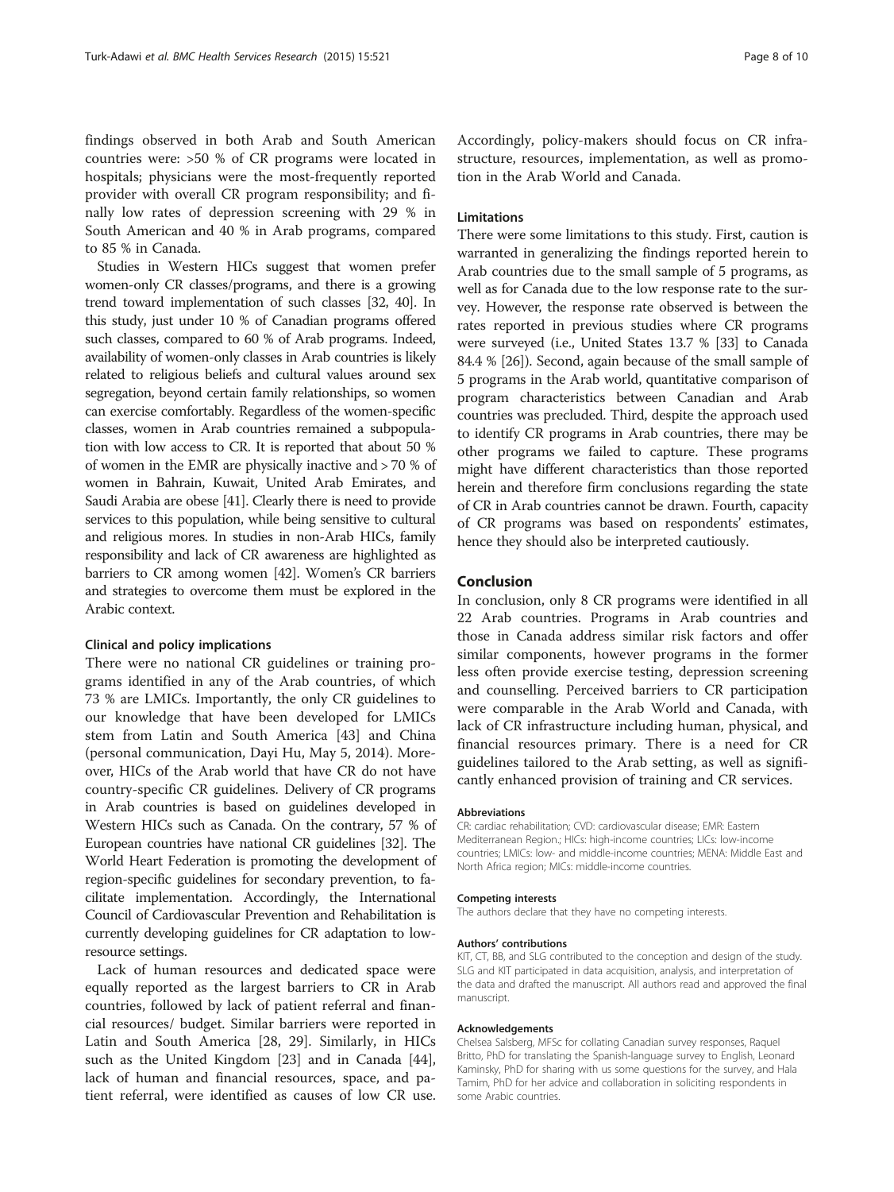findings observed in both Arab and South American countries were: >50 % of CR programs were located in hospitals; physicians were the most-frequently reported provider with overall CR program responsibility; and finally low rates of depression screening with 29 % in South American and 40 % in Arab programs, compared to 85 % in Canada.

Studies in Western HICs suggest that women prefer women-only CR classes/programs, and there is a growing trend toward implementation of such classes [32, 40]. In this study, just under 10 % of Canadian programs offered such classes, compared to 60 % of Arab programs. Indeed, availability of women-only classes in Arab countries is likely related to religious beliefs and cultural values around sex segregation, beyond certain family relationships, so women can exercise comfortably. Regardless of the women-specific classes, women in Arab countries remained a subpopulation with low access to CR. It is reported that about 50 % of women in the EMR are physically inactive and > 70 % of women in Bahrain, Kuwait, United Arab Emirates, and Saudi Arabia are obese [41]. Clearly there is need to provide services to this population, while being sensitive to cultural and religious mores. In studies in non-Arab HICs, family responsibility and lack of CR awareness are highlighted as barriers to CR among women [42]. Women's CR barriers and strategies to overcome them must be explored in the Arabic context.

### Clinical and policy implications

There were no national CR guidelines or training programs identified in any of the Arab countries, of which 73 % are LMICs. Importantly, the only CR guidelines to our knowledge that have been developed for LMICs stem from Latin and South America [43] and China (personal communication, Dayi Hu, May 5, 2014). Moreover, HICs of the Arab world that have CR do not have country-specific CR guidelines. Delivery of CR programs in Arab countries is based on guidelines developed in Western HICs such as Canada. On the contrary, 57 % of European countries have national CR guidelines [32]. The World Heart Federation is promoting the development of region-specific guidelines for secondary prevention, to facilitate implementation. Accordingly, the International Council of Cardiovascular Prevention and Rehabilitation is currently developing guidelines for CR adaptation to low-resource settings.

Lack of human resources and dedicated space were equally reported as the largest barriers to CR in Arab countries, followed by lack of patient referral and financial resources/ budget. Similar barriers were reported in Latin and South America [28, 29]. Similarly, in HICs such as the United Kingdom [23] and in Canada [44], lack of human and financial resources, space, and patient referral, were identified as causes of low CR use. Accordingly, policy-makers should focus on CR infrastructure, resources, implementation, as well as promotion in the Arab World and Canada.

### Limitations

There were some limitations to this study. First, caution is warranted in generalizing the findings reported herein to Arab countries due to the small sample of 5 programs, as well as for Canada due to the low response rate to the survey. However, the response rate observed is between the rates reported in previous studies where CR programs were surveyed (i.e., United States 13.7 % [33] to Canada 84.4 % [26]). Second, again because of the small sample of 5 programs in the Arab world, quantitative comparison of program characteristics between Canadian and Arab countries was precluded. Third, despite the approach used to identify CR programs in Arab countries, there may be other programs we failed to capture. These programs might have different characteristics than those reported herein and therefore firm conclusions regarding the state of CR in Arab countries cannot be drawn. Fourth, capacity of CR programs was based on respondents' estimates, hence they should also be interpreted cautiously.

## Conclusion

In conclusion, only 8 CR programs were identified in all 22 Arab countries. Programs in Arab countries and those in Canada address similar risk factors and offer similar components, however programs in the former less often provide exercise testing, depression screening and counselling. Perceived barriers to CR participation were comparable in the Arab World and Canada, with lack of CR infrastructure including human, physical, and financial resources primary. There is a need for CR guidelines tailored to the Arab setting, as well as significantly enhanced provision of training and CR services.

#### Abbreviations

CR: cardiac rehabilitation; CVD: cardiovascular disease; EMR: Eastern Mediterranean Region.; HICs: high-income countries; LICs: low-income countries; LMICs: low- and middle-income countries; MENA: Middle East and North Africa region; MICs: middle-income countries.

#### Competing interests

The authors declare that they have no competing interests.

#### Authors' contributions

KIT, CT, BB, and SLG contributed to the conception and design of the study. SLG and KIT participated in data acquisition, analysis, and interpretation of the data and drafted the manuscript. All authors read and approved the final manuscript.

#### Acknowledgements

Chelsea Salsberg, MFSc for collating Canadian survey responses, Raquel Britto, PhD for translating the Spanish-language survey to English, Leonard Kaminsky, PhD for sharing with us some questions for the survey, and Hala Tamim, PhD for her advice and collaboration in soliciting respondents in some Arabic countries.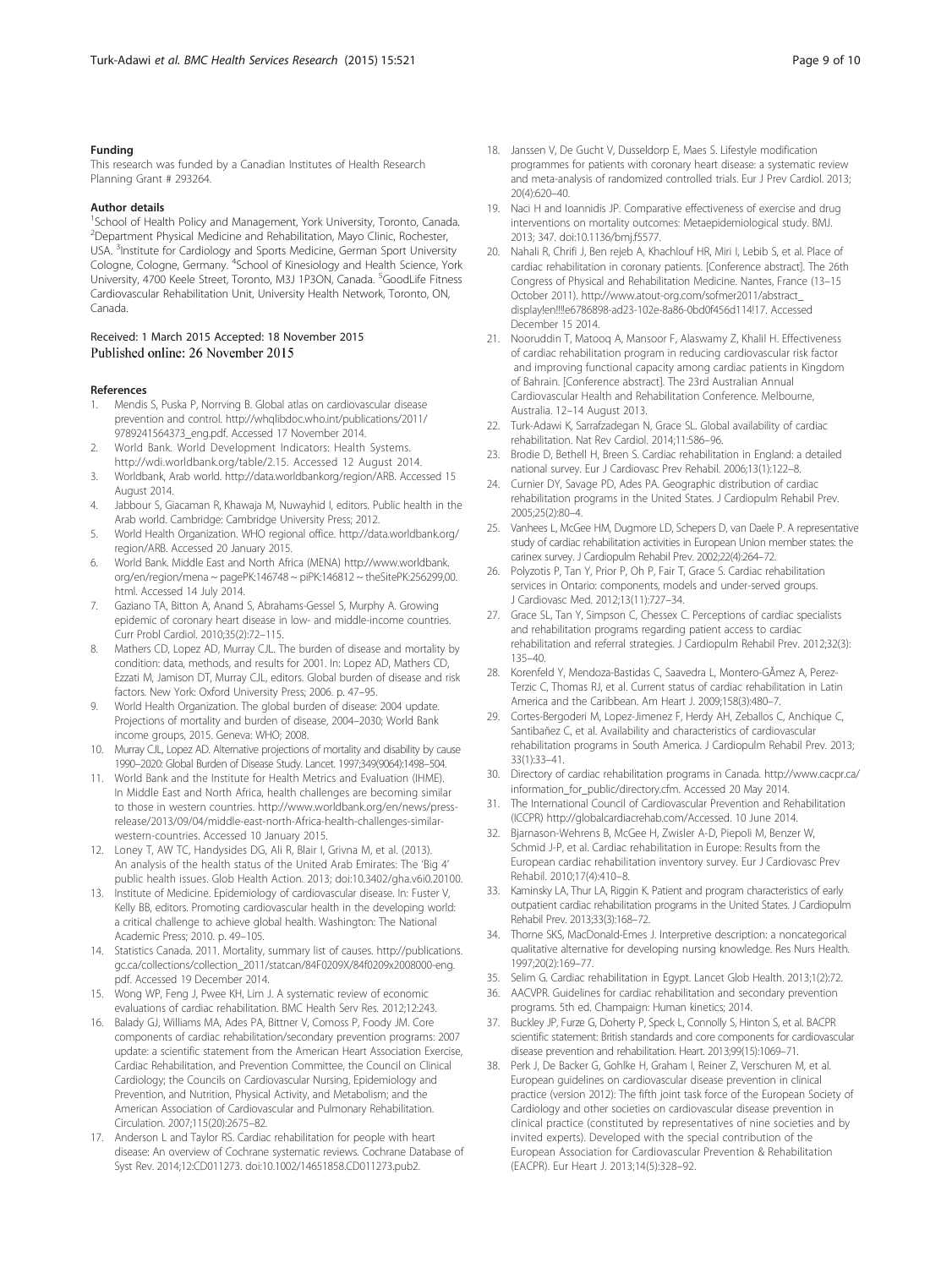#### Funding

This research was funded by a Canadian Institutes of Health Research Planning Grant # 293264.

#### Author details

[1]School of Health Policy and Management, York University, Toronto, Canada. [2]Department Physical Medicine and Rehabilitation, Mayo Clinic, Rochester, USA. [3]Institute for Cardiology and Sports Medicine, German Sport University Cologne, Cologne, Germany. [4]School of Kinesiology and Health Science, York University, 4700 Keele Street, Toronto, M3J 1P3ON, Canada. [5]GoodLife Fitness Cardiovascular Rehabilitation Unit, University Health Network, Toronto, ON, Canada.

Received: 1 March 2015 Accepted: 18 November 2015
Published online: 26 November 2015

#### References

1. Mendis S, Puska P, Norrving B. Global atlas on cardiovascular disease prevention and control. http://whqlibdoc.who.int/publications/2011/9789241564373_eng.pdf. Accessed 17 November 2014.
2. World Bank. World Development Indicators: Health Systems. http://wdi.worldbank.org/table/2.15. Accessed 12 August 2014.
3. Worldbank, Arab world. http://data.worldbankorg/region/ARB. Accessed 15 August 2014.
4. Jabbour S, Giacaman R, Khawaja M, Nuwayhid I, editors. Public health in the Arab world. Cambridge: Cambridge University Press; 2012.
5. World Health Organization. WHO regional office. http://data.worldbank.org/region/ARB. Accessed 20 January 2015.
6. World Bank. Middle East and North Africa (MENA) http://www.worldbank.org/en/region/mena ~ pagePK:146748 ~ piPK:146812 ~ theSitePK:256299,00.html. Accessed 14 July 2014.
7. Gaziano TA, Bitton A, Anand S, Abrahams-Gessel S, Murphy A. Growing epidemic of coronary heart disease in low- and middle-income countries. Curr Probl Cardiol. 2010;35(2):72–115.
8. Mathers CD, Lopez AD, Murray CJL. The burden of disease and mortality by condition: data, methods, and results for 2001. In: Lopez AD, Mathers CD, Ezzati M, Jamison DT, Murray CJL, editors. Global burden of disease and risk factors. New York: Oxford University Press; 2006. p. 47–95.
9. World Health Organization. The global burden of disease: 2004 update. Projections of mortality and burden of disease, 2004–2030; World Bank income groups, 2015. Geneva: WHO; 2008.
10. Murray CJL, Lopez AD. Alternative projections of mortality and disability by cause 1990–2020: Global Burden of Disease Study. Lancet. 1997;349(9064):1498–504.
11. World Bank and the Institute for Health Metrics and Evaluation (IHME). In Middle East and North Africa, health challenges are becoming similar to those in western countries. http://www.worldbank.org/en/news/press-release/2013/09/04/middle-east-north-Africa-health-challenges-similar-western-countries. Accessed 10 January 2015.
12. Loney T, AW TC, Handysides DG, Ali R, Blair I, Grivna M, et al. (2013). An analysis of the health status of the United Arab Emirates: The 'Big 4' public health issues. Glob Health Action. 2013; doi:10.3402/gha.v6i0.20100.
13. Institute of Medicine. Epidemiology of cardiovascular disease. In: Fuster V, Kelly BB, editors. Promoting cardiovascular health in the developing world: a critical challenge to achieve global health. Washington: The National Academic Press; 2010. p. 49–105.
14. Statistics Canada. 2011. Mortality, summary list of causes. http://publications.gc.ca/collections/collection_2011/statcan/84F0209X/84f0209x2008000-eng.pdf. Accessed 19 December 2014.
15. Wong WP, Feng J, Pwee KH, Lim J. A systematic review of economic evaluations of cardiac rehabilitation. BMC Health Serv Res. 2012;12:243.
16. Balady GJ, Williams MA, Ades PA, Bittner V, Comoss P, Foody JM. Core components of cardiac rehabilitation/secondary prevention programs: 2007 update: a scientific statement from the American Heart Association Exercise, Cardiac Rehabilitation, and Prevention Committee, the Council on Clinical Cardiology; the Councils on Cardiovascular Nursing, Epidemiology and Prevention, and Nutrition, Physical Activity, and Metabolism; and the American Association of Cardiovascular and Pulmonary Rehabilitation. Circulation. 2007;115(20):2675–82.
17. Anderson L and Taylor RS. Cardiac rehabilitation for people with heart disease: An overview of Cochrane systematic reviews. Cochrane Database of Syst Rev. 2014;12:CD011273. doi:10.1002/14651858.CD011273.pub2.
18. Janssen V, De Gucht V, Dusseldorp E, Maes S. Lifestyle modification programmes for patients with coronary heart disease: a systematic review and meta-analysis of randomized controlled trials. Eur J Prev Cardiol. 2013; 20(4):620–40.
19. Naci H and Ioannidis JP. Comparative effectiveness of exercise and drug interventions on mortality outcomes: Metaepidemiological study. BMJ. 2013; 347. doi:10.1136/bmj.f5577.
20. Nahali R, Chrifi J, Ben rejeb A, Khachlouf HR, Miri I, Lebib S, et al. Place of cardiac rehabilitation in coronary patients. [Conference abstract]. The 26th Congress of Physical and Rehabilitation Medicine. Nantes, France (13–15 October 2011). http://www.atout-org.com/sofmer2011/abstract_display!en!!!!e6786898-ad23-102e-8a86-0bd0f456d114!17. Accessed December 15 2014.
21. Nooruddin T, Matooq A, Mansoor F, Alaswamy Z, Khalil H. Effectiveness of cardiac rehabilitation program in reducing cardiovascular risk factor and improving functional capacity among cardiac patients in Kingdom of Bahrain. [Conference abstract]. The 23rd Australian Annual Cardiovascular Health and Rehabilitation Conference. Melbourne, Australia. 12–14 August 2013.
22. Turk-Adawi K, Sarrafzadegan N, Grace SL. Global availability of cardiac rehabilitation. Nat Rev Cardiol. 2014;11:586–96.
23. Brodie D, Bethell H, Breen S. Cardiac rehabilitation in England: a detailed national survey. Eur J Cardiovasc Prev Rehabil. 2006;13(1):122–8.
24. Curnier DY, Savage PD, Ades PA. Geographic distribution of cardiac rehabilitation programs in the United States. J Cardiopulm Rehabil Prev. 2005;25(2):80–4.
25. Vanhees L, McGee HM, Dugmore LD, Schepers D, van Daele P. A representative study of cardiac rehabilitation activities in European Union member states: the carinex survey. J Cardiopulm Rehabil Prev. 2002;22(4):264–72.
26. Polyzotis P, Tan Y, Prior P, Oh P, Fair T, Grace S. Cardiac rehabilitation services in Ontario: components, models and under-served groups. J Cardiovasc Med. 2012;13(11):727–34.
27. Grace SL, Tan Y, Simpson C, Chessex C. Perceptions of cardiac specialists and rehabilitation programs regarding patient access to cardiac rehabilitation and referral strategies. J Cardiopulm Rehabil Prev. 2012;32(3): 135–40.
28. Korenfeld Y, Mendoza-Bastidas C, Saavedra L, Montero-GÃmez A, Perez-Terzic C, Thomas RJ, et al. Current status of cardiac rehabilitation in Latin America and the Caribbean. Am Heart J. 2009;158(3):480–7.
29. Cortes-Bergoderi M, Lopez-Jimenez F, Herdy AH, Zeballos C, Anchique C, Santibañez C, et al. Availability and characteristics of cardiovascular rehabilitation programs in South America. J Cardiopulm Rehabil Prev. 2013; 33(1):33–41.
30. Directory of cardiac rehabilitation programs in Canada. http://www.cacpr.ca/information_for_public/directory.cfm. Accessed 20 May 2014.
31. The International Council of Cardiovascular Prevention and Rehabilitation (ICCPR) http://globalcardiacrehab.com/Accessed. 10 June 2014.
32. Bjarnason-Wehrens B, McGee H, Zwisler A-D, Piepoli M, Benzer W, Schmid J-P, et al. Cardiac rehabilitation in Europe: Results from the European cardiac rehabilitation inventory survey. Eur J Cardiovasc Prev Rehabil. 2010;17(4):410–8.
33. Kaminsky LA, Thur LA, Riggin K. Patient and program characteristics of early outpatient cardiac rehabilitation programs in the United States. J Cardiopulm Rehabil Prev. 2013;33(3):168–72.
34. Thorne SKS, MacDonald-Emes J. Interpretive description: a noncategorical qualitative alternative for developing nursing knowledge. Res Nurs Health. 1997;20(2):169–77.
35. Selim G. Cardiac rehabilitation in Egypt. Lancet Glob Health. 2013;1(2):72.
36. AACVPR. Guidelines for cardiac rehabilitation and secondary prevention programs. 5th ed. Champaign: Human kinetics; 2014.
37. Buckley JP, Furze G, Doherty P, Speck L, Connolly S, Hinton S, et al. BACPR scientific statement: British standards and core components for cardiovascular disease prevention and rehabilitation. Heart. 2013;99(15):1069–71.
38. Perk J, De Backer G, Gohlke H, Graham I, Reiner Z, Verschuren M, et al. European guidelines on cardiovascular disease prevention in clinical practice (version 2012): The fifth joint task force of the European Society of Cardiology and other societies on cardiovascular disease prevention in clinical practice (constituted by representatives of nine societies and by invited experts). Developed with the special contribution of the European Association for Cardiovascular Prevention & Rehabilitation (EACPR). Eur Heart J. 2013;14(5):328–92.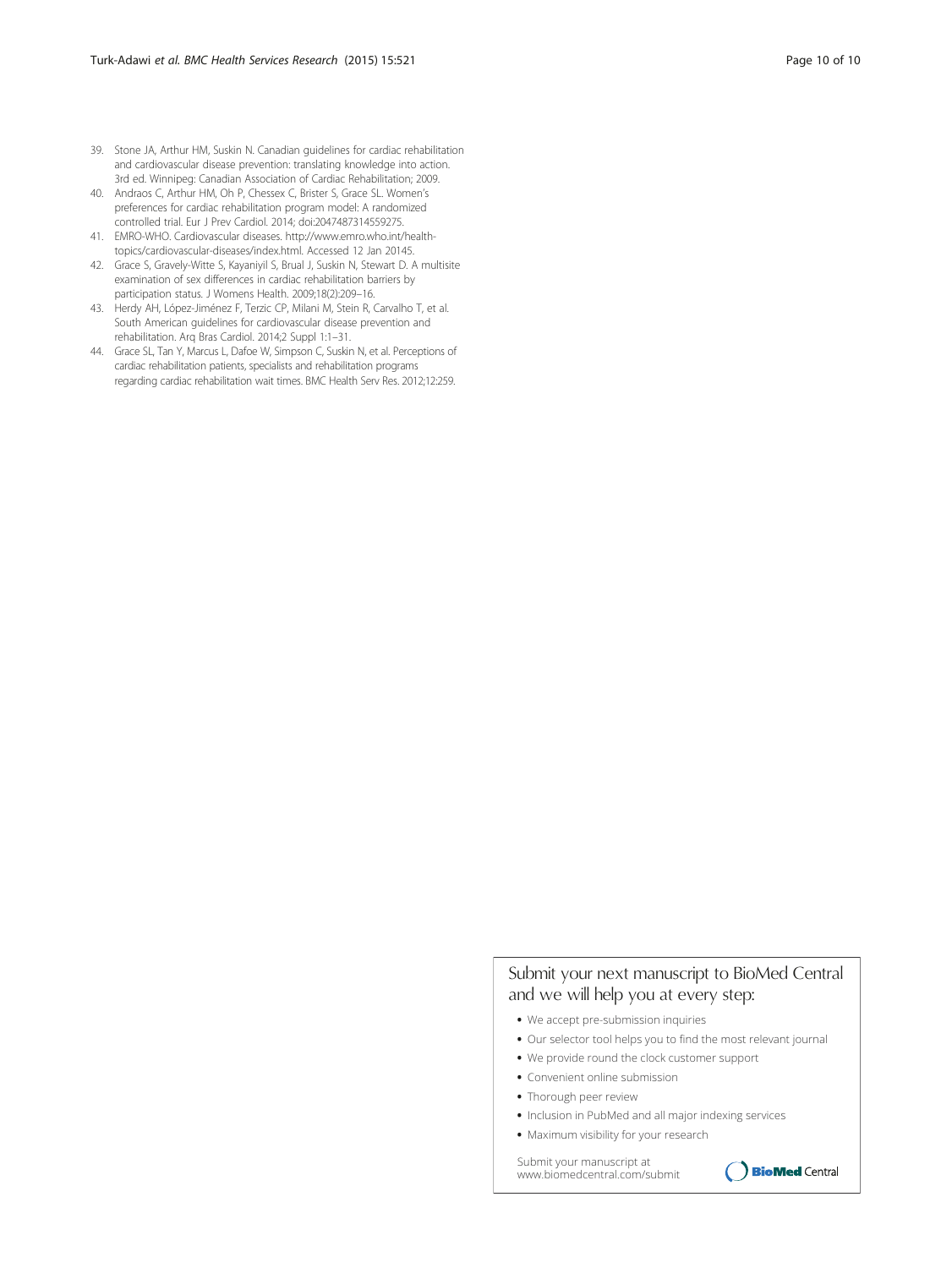39. Stone JA, Arthur HM, Suskin N. Canadian guidelines for cardiac rehabilitation and cardiovascular disease prevention: translating knowledge into action. 3rd ed. Winnipeg: Canadian Association of Cardiac Rehabilitation; 2009.
40. Andraos C, Arthur HM, Oh P, Chessex C, Brister S, Grace SL. Women's preferences for cardiac rehabilitation program model: A randomized controlled trial. Eur J Prev Cardiol. 2014; doi:2047487314559275.
41. EMRO-WHO. Cardiovascular diseases. http://www.emro.who.int/health-topics/cardiovascular-diseases/index.html. Accessed 12 Jan 20145.
42. Grace S, Gravely-Witte S, Kayaniyil S, Brual J, Suskin N, Stewart D. A multisite examination of sex differences in cardiac rehabilitation barriers by participation status. J Womens Health. 2009;18(2):209–16.
43. Herdy AH, López-Jiménez F, Terzic CP, Milani M, Stein R, Carvalho T, et al. South American guidelines for cardiovascular disease prevention and rehabilitation. Arq Bras Cardiol. 2014;2 Suppl 1:1–31.
44. Grace SL, Tan Y, Marcus L, Dafoe W, Simpson C, Suskin N, et al. Perceptions of cardiac rehabilitation patients, specialists and rehabilitation programs regarding cardiac rehabilitation wait times. BMC Health Serv Res. 2012;12:259.

Submit your next manuscript to BioMed Central and we will help you at every step:

- We accept pre-submission inquiries
- Our selector tool helps you to find the most relevant journal
- We provide round the clock customer support
- Convenient online submission
- Thorough peer review
- Inclusion in PubMed and all major indexing services
- Maximum visibility for your research

Submit your manuscript at www.biomedcentral.com/submit

BioMed Central